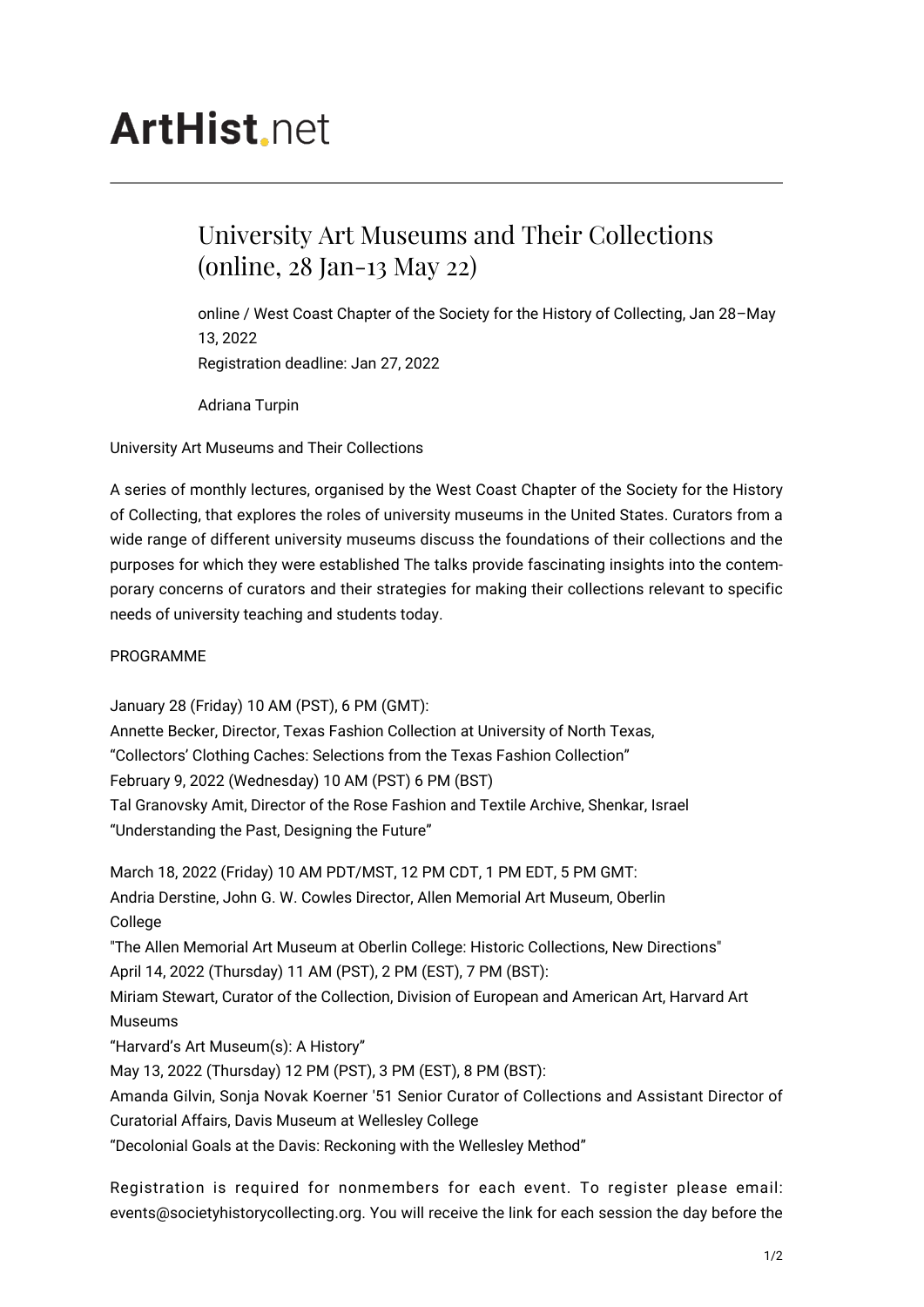# ArtHist.net

## University Art Museums and Their Collections (online, 28 Jan-13 May 22)

online / West Coast Chapter of the Society for the History of Collecting, Jan 28–May 13, 2022
Registration deadline: Jan 27, 2022

Adriana Turpin

University Art Museums and Their Collections

A series of monthly lectures, organised by the West Coast Chapter of the Society for the History of Collecting, that explores the roles of university museums in the United States. Curators from a wide range of different university museums discuss the foundations of their collections and the purposes for which they were established The talks provide fascinating insights into the contemporary concerns of curators and their strategies for making their collections relevant to specific needs of university teaching and students today.

PROGRAMME

January 28 (Friday) 10 AM (PST), 6 PM (GMT):
Annette Becker, Director, Texas Fashion Collection at University of North Texas,
"Collectors' Clothing Caches: Selections from the Texas Fashion Collection"
February 9, 2022 (Wednesday) 10 AM (PST) 6 PM (BST)
Tal Granovsky Amit, Director of the Rose Fashion and Textile Archive, Shenkar, Israel
"Understanding the Past, Designing the Future"

March 18, 2022 (Friday) 10 AM PDT/MST, 12 PM CDT, 1 PM EDT, 5 PM GMT:
Andria Derstine, John G. W. Cowles Director, Allen Memorial Art Museum, Oberlin College
"The Allen Memorial Art Museum at Oberlin College: Historic Collections, New Directions"
April 14, 2022 (Thursday) 11 AM (PST), 2 PM (EST), 7 PM (BST):
Miriam Stewart, Curator of the Collection, Division of European and American Art, Harvard Art Museums
"Harvard's Art Museum(s): A History"
May 13, 2022 (Thursday) 12 PM (PST), 3 PM (EST), 8 PM (BST):
Amanda Gilvin, Sonja Novak Koerner '51 Senior Curator of Collections and Assistant Director of Curatorial Affairs, Davis Museum at Wellesley College
"Decolonial Goals at the Davis: Reckoning with the Wellesley Method"

Registration is required for nonmembers for each event. To register please email: events@societyhistorycollecting.org. You will receive the link for each session the day before the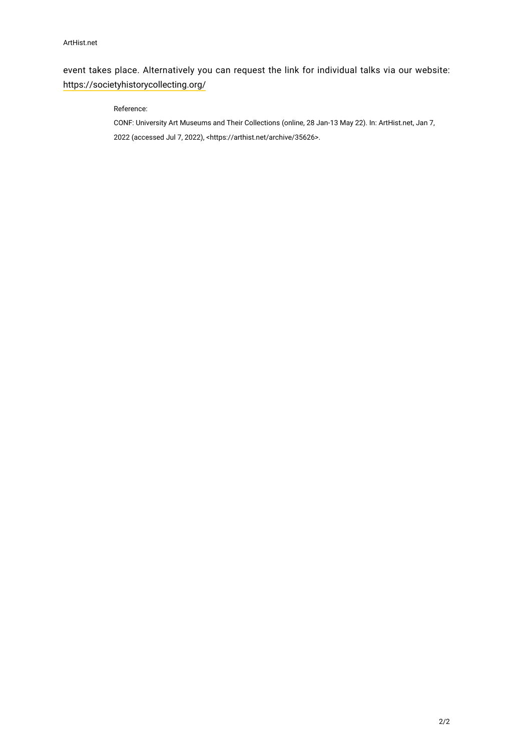event takes place. Alternatively you can request the link for individual talks via our website: https://societyhistorycollecting.org/

Reference:

CONF: University Art Museums and Their Collections (online, 28 Jan-13 May 22). In: ArtHist.net, Jan 7, 2022 (accessed Jul 7, 2022), <https://arthist.net/archive/35626>.